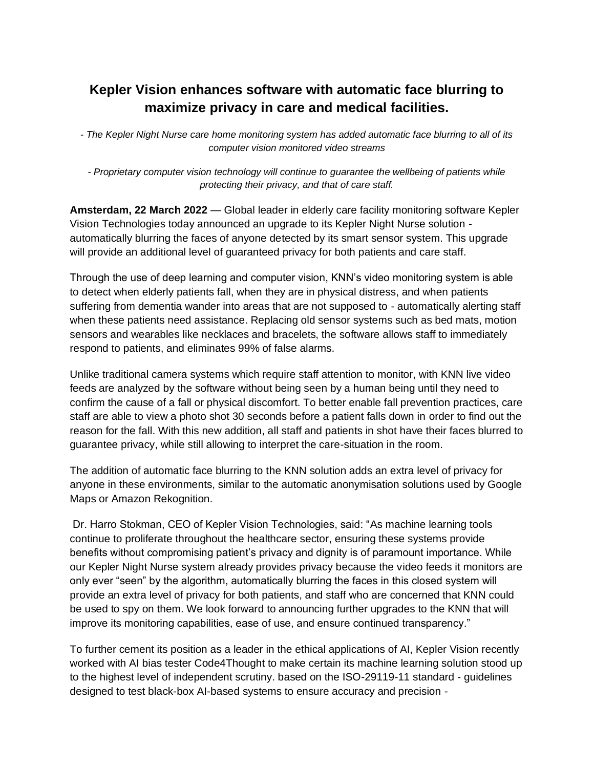# Kepler Vision enhances software with automatic face blurring to maximize privacy in care and medical facilities.

*- The Kepler Night Nurse care home monitoring system has added automatic face blurring to all of its computer vision monitored video streams*

*- Proprietary computer vision technology will continue to guarantee the wellbeing of patients while protecting their privacy, and that of care staff.*

**Amsterdam, 22 March 2022** — Global leader in elderly care facility monitoring software Kepler Vision Technologies today announced an upgrade to its Kepler Night Nurse solution - automatically blurring the faces of anyone detected by its smart sensor system. This upgrade will provide an additional level of guaranteed privacy for both patients and care staff.

Through the use of deep learning and computer vision, KNN's video monitoring system is able to detect when elderly patients fall, when they are in physical distress, and when patients suffering from dementia wander into areas that are not supposed to - automatically alerting staff when these patients need assistance. Replacing old sensor systems such as bed mats, motion sensors and wearables like necklaces and bracelets, the software allows staff to immediately respond to patients, and eliminates 99% of false alarms.

Unlike traditional camera systems which require staff attention to monitor, with KNN live video feeds are analyzed by the software without being seen by a human being until they need to confirm the cause of a fall or physical discomfort. To better enable fall prevention practices, care staff are able to view a photo shot 30 seconds before a patient falls down in order to find out the reason for the fall. With this new addition, all staff and patients in shot have their faces blurred to guarantee privacy, while still allowing to interpret the care-situation in the room.

The addition of automatic face blurring to the KNN solution adds an extra level of privacy for anyone in these environments, similar to the automatic anonymisation solutions used by Google Maps or Amazon Rekognition.

Dr. Harro Stokman, CEO of Kepler Vision Technologies, said: "As machine learning tools continue to proliferate throughout the healthcare sector, ensuring these systems provide benefits without compromising patient's privacy and dignity is of paramount importance. While our Kepler Night Nurse system already provides privacy because the video feeds it monitors are only ever "seen" by the algorithm, automatically blurring the faces in this closed system will provide an extra level of privacy for both patients, and staff who are concerned that KNN could be used to spy on them. We look forward to announcing further upgrades to the KNN that will improve its monitoring capabilities, ease of use, and ensure continued transparency."

To further cement its position as a leader in the ethical applications of AI, Kepler Vision recently worked with AI bias tester Code4Thought to make certain its machine learning solution stood up to the highest level of independent scrutiny. based on the ISO-29119-11 standard - guidelines designed to test black-box AI-based systems to ensure accuracy and precision -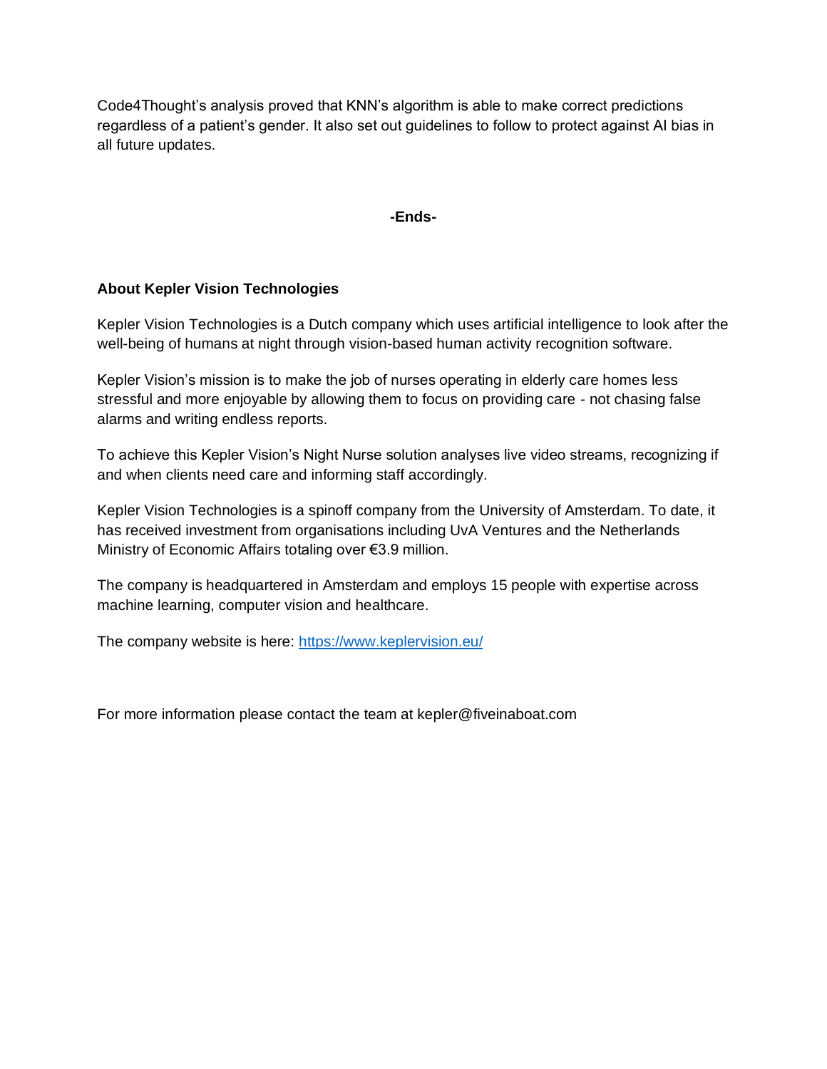Code4Thought's analysis proved that KNN's algorithm is able to make correct predictions regardless of a patient's gender. It also set out guidelines to follow to protect against AI bias in all future updates.

**-Ends-**

**About Kepler Vision Technologies**

Kepler Vision Technologies is a Dutch company which uses artificial intelligence to look after the well-being of humans at night through vision-based human activity recognition software.

Kepler Vision's mission is to make the job of nurses operating in elderly care homes less stressful and more enjoyable by allowing them to focus on providing care - not chasing false alarms and writing endless reports.

To achieve this Kepler Vision's Night Nurse solution analyses live video streams, recognizing if and when clients need care and informing staff accordingly.

Kepler Vision Technologies is a spinoff company from the University of Amsterdam. To date, it has received investment from organisations including UvA Ventures and the Netherlands Ministry of Economic Affairs totaling over €3.9 million.

The company is headquartered in Amsterdam and employs 15 people with expertise across machine learning, computer vision and healthcare.

The company website is here: [https://www.keplervision.eu/](https://www.keplervision.eu/)

For more information please contact the team at kepler@fiveinaboat.com